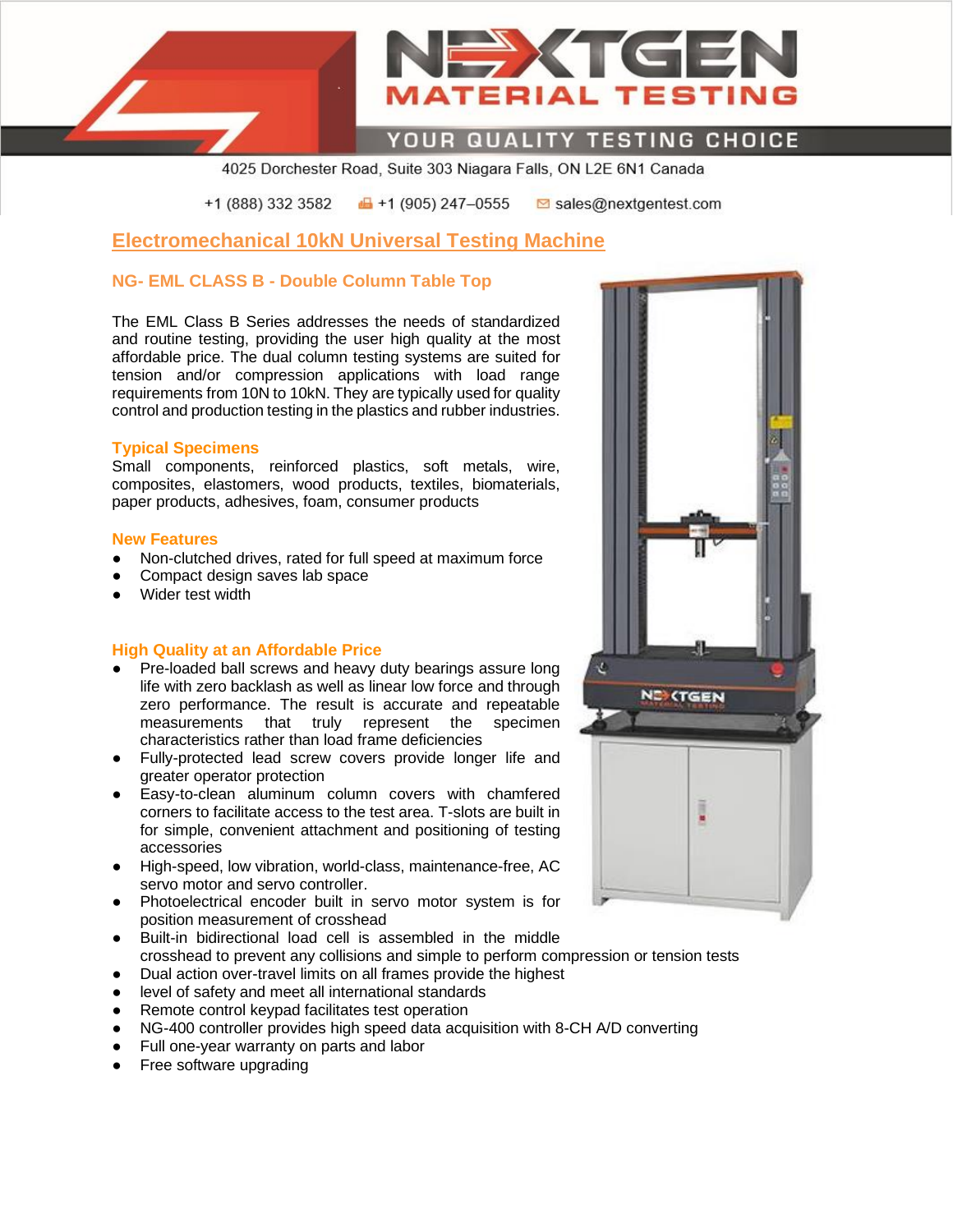NEXTGEN MATERIAL TESTING

YOUR QUALITY TESTING CHOICE

4025 Dorchester Road, Suite 303 Niagara Falls, ON L2E 6N1 Canada

+1 (888) 332 3582 +1 (905) 247–0555 sales@nextgentest.com

# Electromechanical 10kN Universal Testing Machine

## NG- EML CLASS B - Double Column Table Top

The EML Class B Series addresses the needs of standardized and routine testing, providing the user high quality at the most affordable price. The dual column testing systems are suited for tension and/or compression applications with load range requirements from 10N to 10kN. They are typically used for quality control and production testing in the plastics and rubber industries.

### Typical Specimens

Small components, reinforced plastics, soft metals, wire, composites, elastomers, wood products, textiles, biomaterials, paper products, adhesives, foam, consumer products

### New Features

- Non-clutched drives, rated for full speed at maximum force
- Compact design saves lab space
- Wider test width

### High Quality at an Affordable Price

- Pre-loaded ball screws and heavy duty bearings assure long life with zero backlash as well as linear low force and through zero performance. The result is accurate and repeatable measurements that truly represent the specimen characteristics rather than load frame deficiencies
- Fully-protected lead screw covers provide longer life and greater operator protection
- Easy-to-clean aluminum column covers with chamfered corners to facilitate access to the test area. T-slots are built in for simple, convenient attachment and positioning of testing accessories
- High-speed, low vibration, world-class, maintenance-free, AC servo motor and servo controller.
- Photoelectrical encoder built in servo motor system is for position measurement of crosshead
- Built-in bidirectional load cell is assembled in the middle crosshead to prevent any collisions and simple to perform compression or tension tests
- Dual action over-travel limits on all frames provide the highest
- level of safety and meet all international standards
- Remote control keypad facilitates test operation
- NG-400 controller provides high speed data acquisition with 8-CH A/D converting
- Full one-year warranty on parts and labor
- Free software upgrading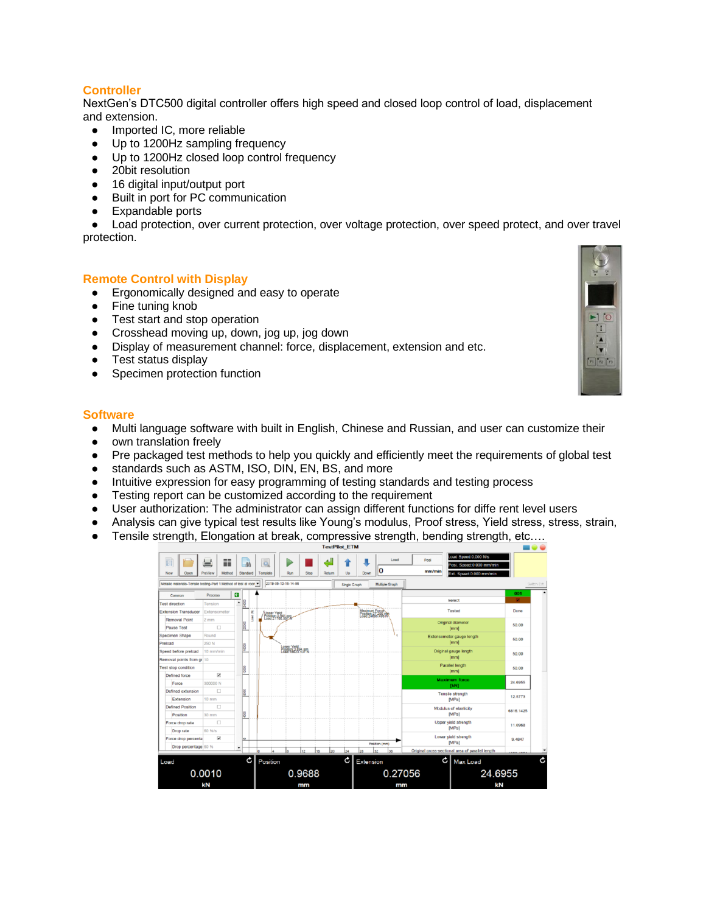## Controller

NextGen's DTC500 digital controller offers high speed and closed loop control of load, displacement and extension.

- Imported IC, more reliable
- Up to 1200Hz sampling frequency
- Up to 1200Hz closed loop control frequency
- 20bit resolution
- 16 digital input/output port
- Built in port for PC communication
- Expandable ports
- Load protection, over current protection, over voltage protection, over speed protect, and over travel protection.

## Remote Control with Display

- Ergonomically designed and easy to operate
- Fine tuning knob
- Test start and stop operation
- Crosshead moving up, down, jog up, jog down
- Display of measurement channel: force, displacement, extension and etc.
- Test status display
- Specimen protection function

## Software

- Multi language software with built in English, Chinese and Russian, and user can customize their
- own translation freely
- Pre packaged test methods to help you quickly and efficiently meet the requirements of global test
- standards such as ASTM, ISO, DIN, EN, BS, and more
- Intuitive expression for easy programming of testing standards and testing process
- Testing report can be customized according to the requirement
- User authorization: The administrator can assign different functions for diffe rent level users
- Analysis can give typical test results like Young's modulus, Proof stress, Yield stress, stress, strain,
- Tensile strength, Elongation at break, compressive strength, bending strength, etc.…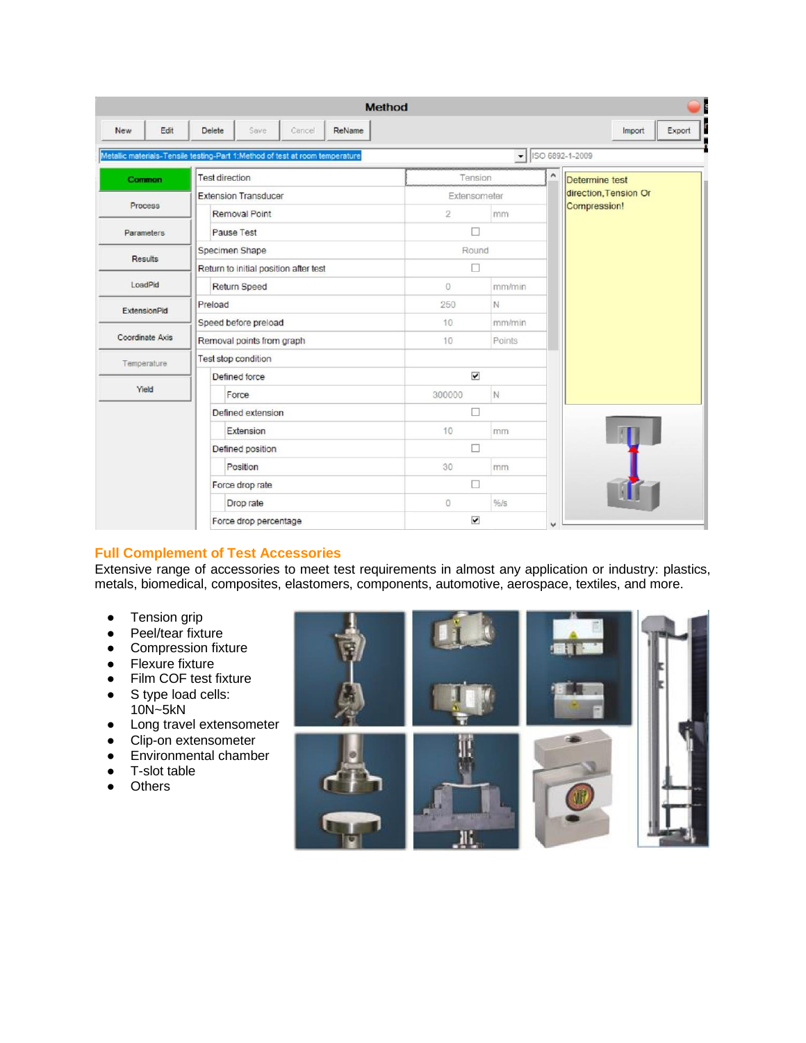## Full Complement of Test Accessories

Extensive range of accessories to meet test requirements in almost any application or industry: plastics, metals, biomedical, composites, elastomers, components, automotive, aerospace, textiles, and more.

- Tension grip
- Peel/tear fixture
- Compression fixture
- Flexure fixture
- Film COF test fixture
- S type load cells: 10N~5kN
- Long travel extensometer
- Clip-on extensometer
- Environmental chamber
- T-slot table
- Others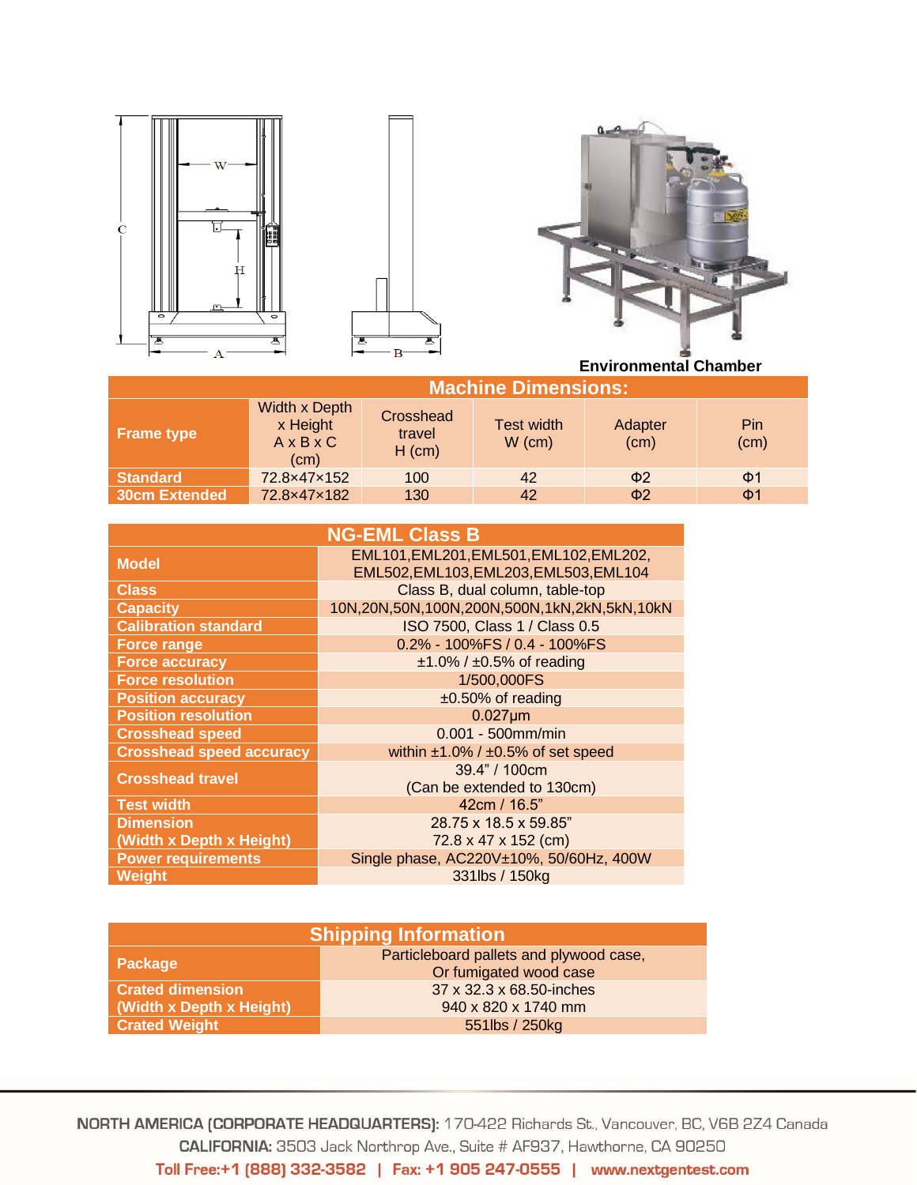W

C

H

A

B

Environmental Chamber

| Machine Dimensions: | | | | | |
|---|---|---|---|---|---|
| **Frame type** | Width x Depth x Height A x B x C (cm) | Crosshead travel H (cm) | Test width W (cm) | Adapter (cm) | Pin (cm) |
| **Standard** | 72.8×47×152 | 100 | 42 | Φ2 | Φ1 |
| **30cm Extended** | 72.8×47×182 | 130 | 42 | Φ2 | Φ1 |

| NG-EML Class B | |
|---|---|
| **Model** | EML101,EML201,EML501,EML102,EML202, EML502,EML103,EML203,EML503,EML104 |
| **Class** | Class B, dual column, table-top |
| **Capacity** | 10N,20N,50N,100N,200N,500N,1kN,2kN,5kN,10kN |
| **Calibration standard** | ISO 7500, Class 1 / Class 0.5 |
| **Force range** | 0.2% - 100%FS / 0.4 - 100%FS |
| **Force accuracy** | ±1.0% / ±0.5% of reading |
| **Force resolution** | 1/500,000FS |
| **Position accuracy** | ±0.50% of reading |
| **Position resolution** | 0.027µm |
| **Crosshead speed** | 0.001 - 500mm/min |
| **Crosshead speed accuracy** | within ±1.0% / ±0.5% of set speed |
| **Crosshead travel** | 39.4" / 100cm (Can be extended to 130cm) |
| **Test width** | 42cm / 16.5" |
| **Dimension (Width x Depth x Height)** | 28.75 x 18.5 x 59.85" 72.8 x 47 x 152 (cm) |
| **Power requirements** | Single phase, AC220V±10%, 50/60Hz, 400W |
| **Weight** | 331lbs / 150kg |

| Shipping Information | |
|---|---|
| **Package** | Particleboard pallets and plywood case, Or fumigated wood case |
| **Crated dimension (Width x Depth x Height)** | 37 x 32.3 x 68.50-inches 940 x 820 x 1740 mm |
| **Crated Weight** | 551lbs / 250kg |

**NORTH AMERICA (CORPORATE HEADQUARTERS):** 170-422 Richards St., Vancouver, BC, V6B 2Z4 Canada
**CALIFORNIA:** 3503 Jack Northrop Ave., Suite # AF937, Hawthorne, CA 90250
Toll Free:+1 (888) 332-3582 | Fax: +1 905 247-0555 | www.nextgentest.com